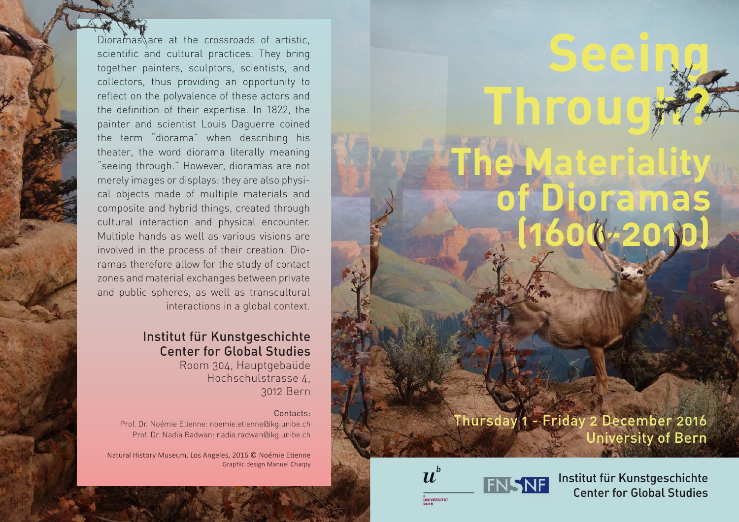# Seeing Through?

## The Materiality of Dioramas (1600-2010)

Thursday 1 - Friday 2 December 2016
University of Bern

Dioramas are at the crossroads of artistic, scientific and cultural practices. They bring together painters, sculptors, scientists, and collectors, thus providing an opportunity to reflect on the polyvalence of these actors and the definition of their expertise. In 1822, the painter and scientist Louis Daguerre coined the term "diorama" when describing his theater, the word diorama literally meaning "seeing through." However, dioramas are not merely images or displays: they are also physical objects made of multiple materials and composite and hybrid things, created through cultural interaction and physical encounter. Multiple hands as well as various visions are involved in the process of their creation. Dioramas therefore allow for the study of contact zones and material exchanges between private and public spheres, as well as transcultural interactions in a global context.

**Institut für Kunstgeschichte**
**Center for Global Studies**
Room 304, Hauptgebaüde
Hochschulstrasse 4,
3012 Bern

Contacts:
Prof. Dr. Noémie Etienne: noemie.etienne@ikg.unibe.ch
Prof. Dr. Nadia Radwan: nadia.radwan@ikg.unibe.ch

Natural History Museum, Los Angeles, 2016 © Noémie Etienne
Graphic design Manuel Charpy

UNIVERSITÄT BERN

FNSNF

Institut für Kunstgeschichte
Center for Global Studies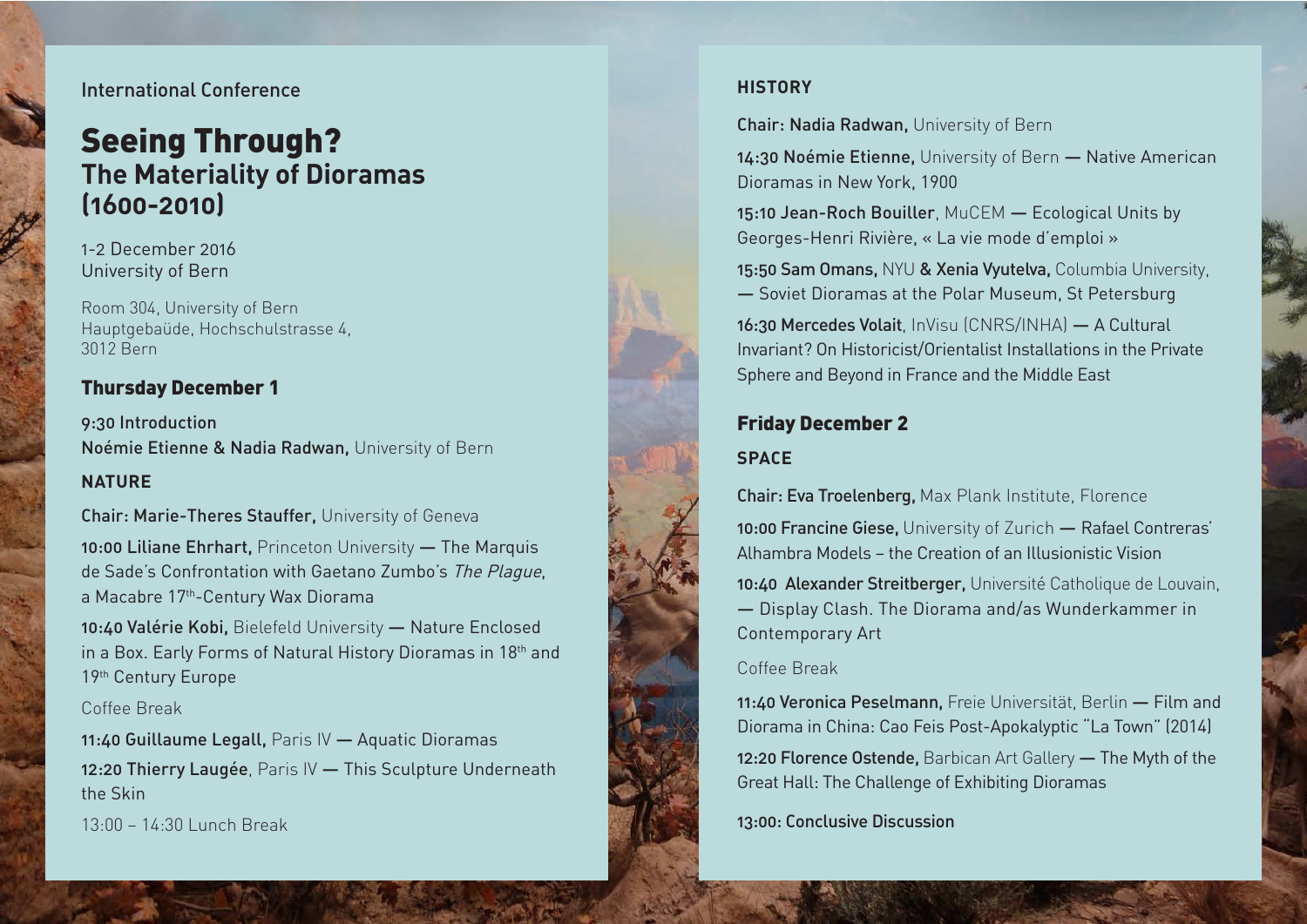International Conference

# Seeing Through?
## The Materiality of Dioramas (1600-2010)

1-2 December 2016
University of Bern

Room 304, University of Bern
Hauptgebaüde, Hochschulstrasse 4,
3012 Bern

### Thursday December 1

**9:30 Introduction**
**Noémie Etienne & Nadia Radwan,** University of Bern

**NATURE**

**Chair: Marie-Theres Stauffer,** University of Geneva

**10:00 Liliane Ehrhart,** Princeton University — The Marquis de Sade's Confrontation with Gaetano Zumbo's *The Plague*, a Macabre 17th-Century Wax Diorama

**10:40 Valérie Kobi,** Bielefeld University — Nature Enclosed in a Box. Early Forms of Natural History Dioramas in 18th and 19th Century Europe

Coffee Break

**11:40 Guillaume Legall,** Paris IV — Aquatic Dioramas

**12:20 Thierry Laugée**, Paris IV — This Sculpture Underneath the Skin

13:00 – 14:30 Lunch Break

**HISTORY**

**Chair: Nadia Radwan,** University of Bern

**14:30 Noémie Etienne,** University of Bern — Native American Dioramas in New York, 1900

**15:10 Jean-Roch Bouiller**, MuCEM — Ecological Units by Georges-Henri Rivière, « La vie mode d'emploi »

**15:50 Sam Omans,** NYU **& Xenia Vyutelva,** Columbia University, — Soviet Dioramas at the Polar Museum, St Petersburg

**16:30 Mercedes Volait**, InVisu (CNRS/INHA) — A Cultural Invariant? On Historicist/Orientalist Installations in the Private Sphere and Beyond in France and the Middle East

### Friday December 2

**SPACE**

**Chair: Eva Troelenberg,** Max Plank Institute, Florence

**10:00 Francine Giese,** University of Zurich — Rafael Contreras' Alhambra Models – the Creation of an Illusionistic Vision

**10:40 Alexander Streitberger,** Université Catholique de Louvain, — Display Clash. The Diorama and/as Wunderkammer in Contemporary Art

Coffee Break

**11:40 Veronica Peselmann,** Freie Universität, Berlin — Film and Diorama in China: Cao Feis Post-Apokalyptic "La Town" (2014)

**12:20 Florence Ostende,** Barbican Art Gallery — The Myth of the Great Hall: The Challenge of Exhibiting Dioramas

**13:00: Conclusive Discussion**